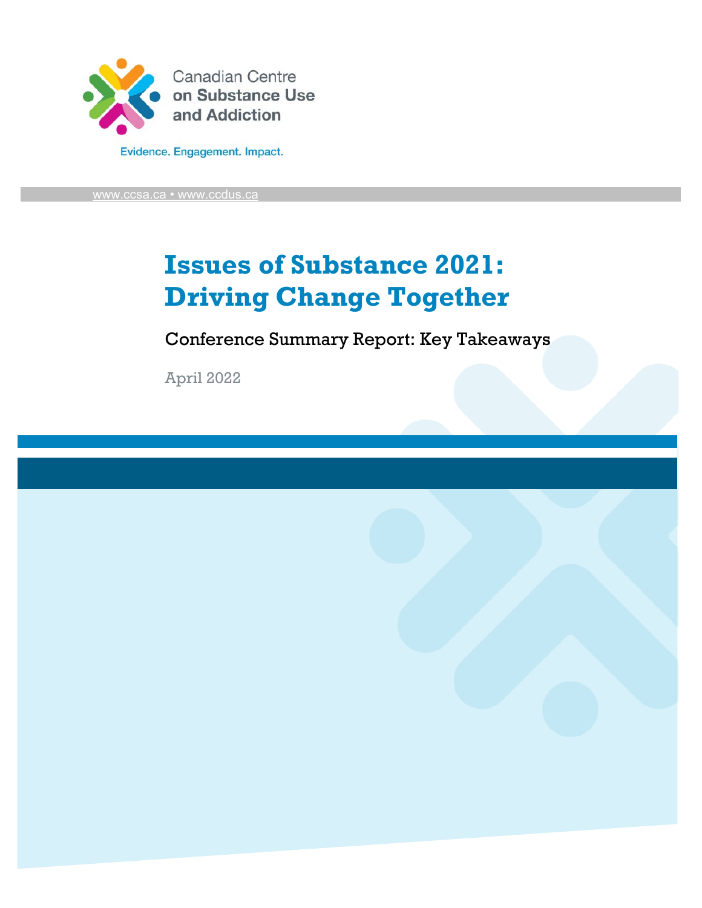Canadian Centre on Substance Use and Addiction

Evidence. Engagement. Impact.

www.ccsa.ca • www.ccdus.ca

# Issues of Substance 2021: Driving Change Together

Conference Summary Report: Key Takeaways

April 2022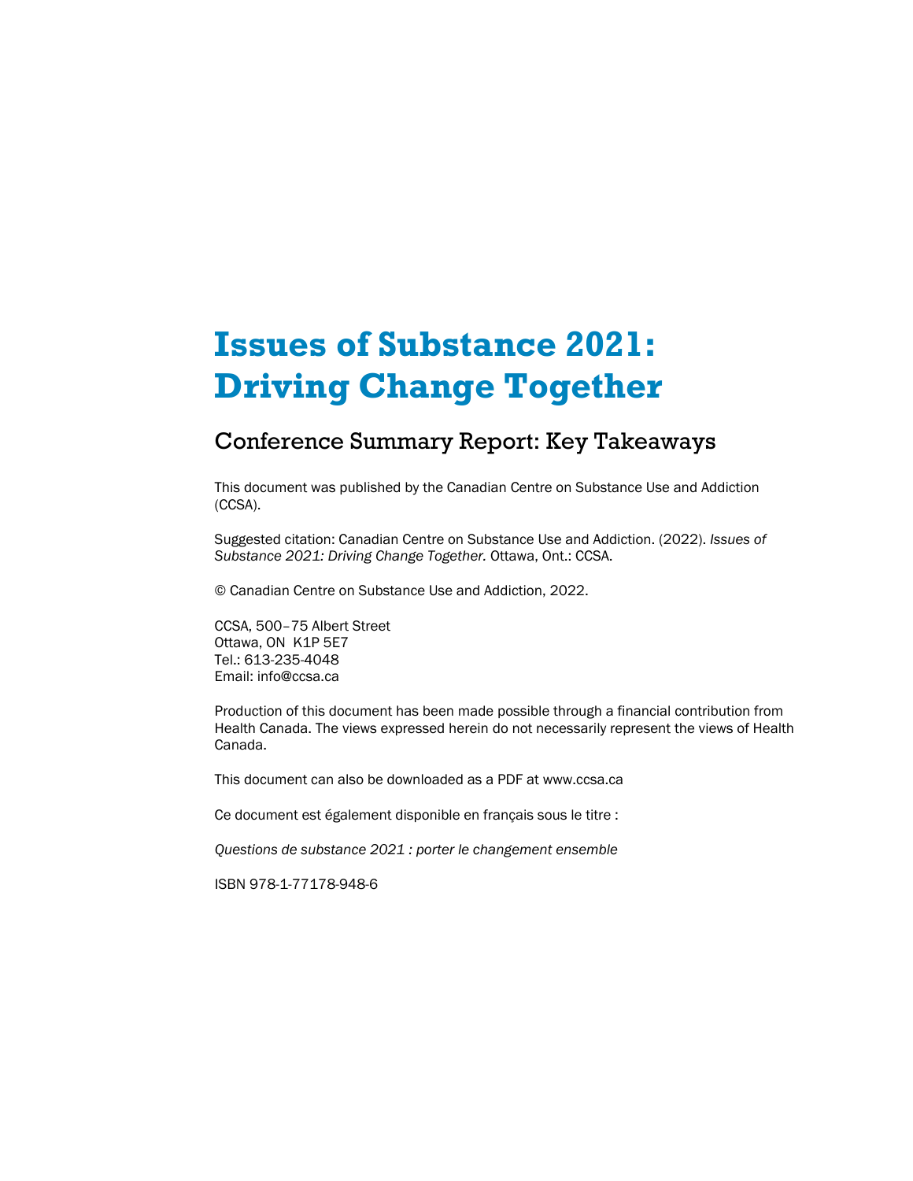# Issues of Substance 2021: Driving Change Together

## Conference Summary Report: Key Takeaways

This document was published by the Canadian Centre on Substance Use and Addiction (CCSA).

Suggested citation: Canadian Centre on Substance Use and Addiction. (2022). *Issues of Substance 2021: Driving Change Together.* Ottawa, Ont.: CCSA.

© Canadian Centre on Substance Use and Addiction, 2022.

CCSA, 500–75 Albert Street
Ottawa, ON K1P 5E7
Tel.: 613-235-4048
Email: info@ccsa.ca

Production of this document has been made possible through a financial contribution from Health Canada. The views expressed herein do not necessarily represent the views of Health Canada.

This document can also be downloaded as a PDF at www.ccsa.ca

Ce document est également disponible en français sous le titre :

*Questions de substance 2021 : porter le changement ensemble*

ISBN 978-1-77178-948-6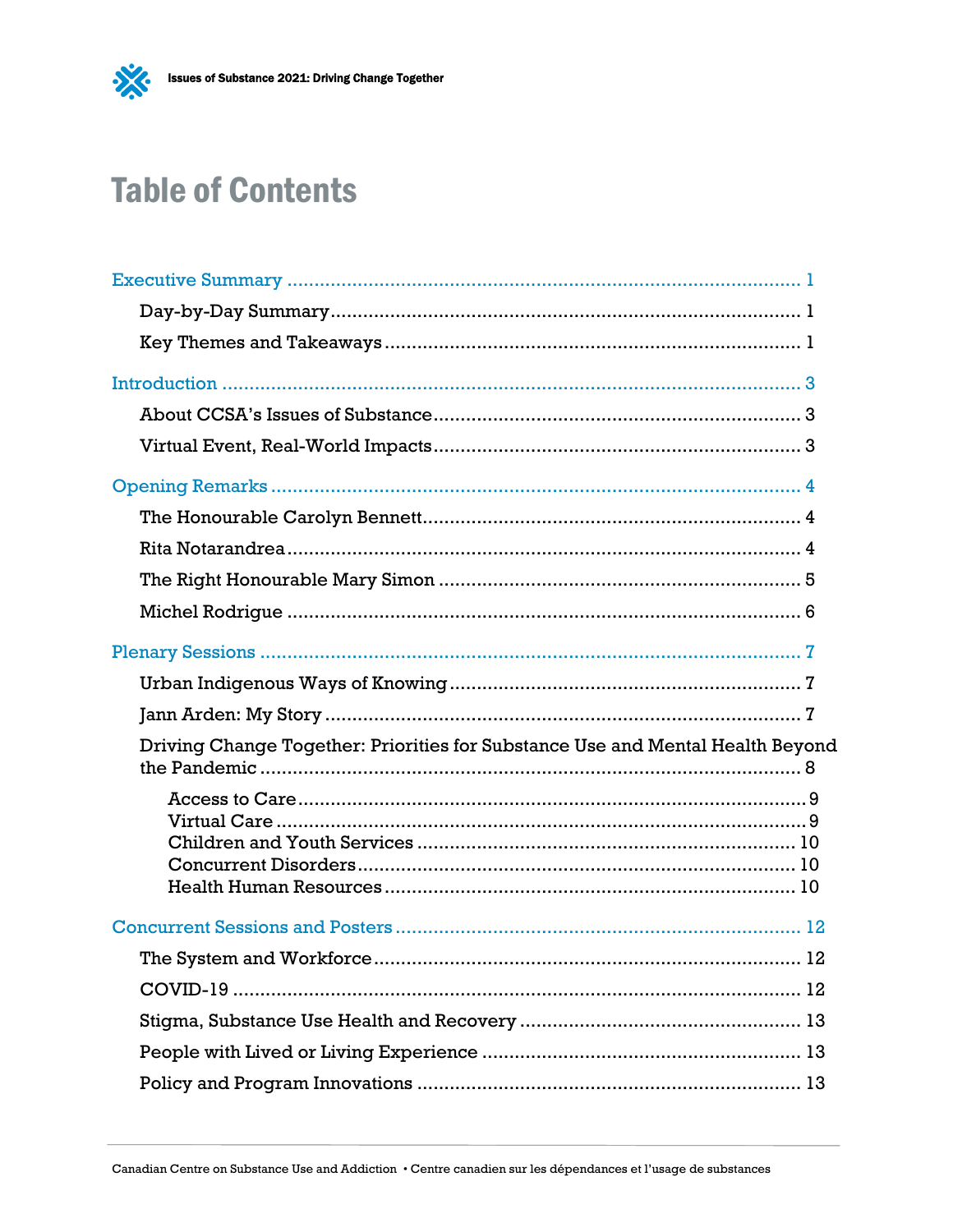# Table of Contents

Executive Summary ... 1

- Day-by-Day Summary ... 1
- Key Themes and Takeaways ... 1

Introduction ... 3

- About CCSA's Issues of Substance ... 3
- Virtual Event, Real-World Impacts ... 3

Opening Remarks ... 4

- The Honourable Carolyn Bennett ... 4
- Rita Notarandrea ... 4
- The Right Honourable Mary Simon ... 5
- Michel Rodrigue ... 6

Plenary Sessions ... 7

- Urban Indigenous Ways of Knowing ... 7
- Jann Arden: My Story ... 7
- Driving Change Together: Priorities for Substance Use and Mental Health Beyond the Pandemic ... 8
  - Access to Care ... 9
  - Virtual Care ... 9
  - Children and Youth Services ... 10
  - Concurrent Disorders ... 10
  - Health Human Resources ... 10

Concurrent Sessions and Posters ... 12

- The System and Workforce ... 12
- COVID-19 ... 12
- Stigma, Substance Use Health and Recovery ... 13
- People with Lived or Living Experience ... 13
- Policy and Program Innovations ... 13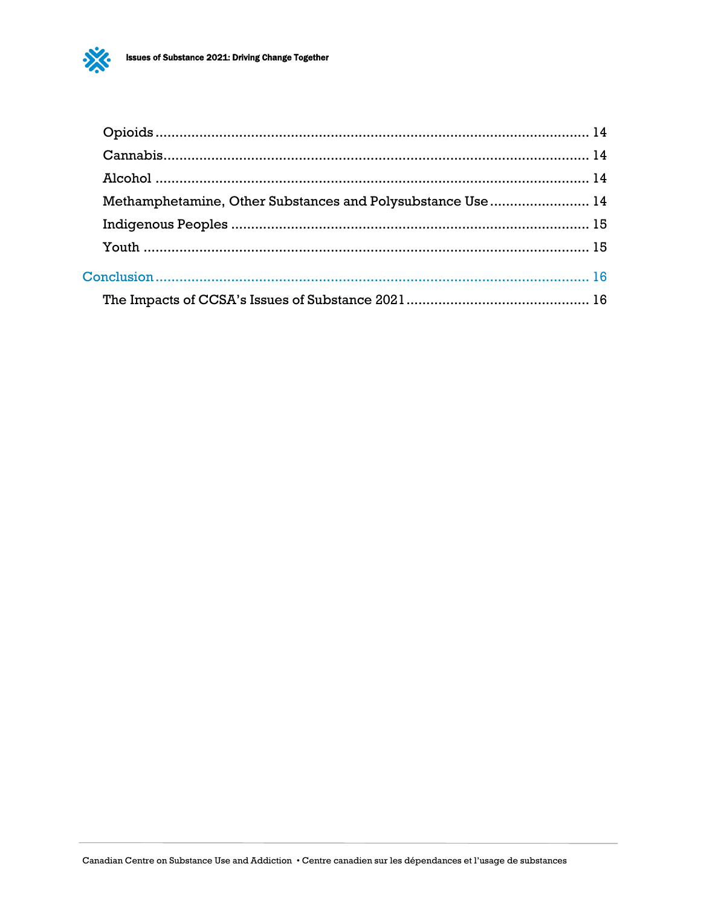Opioids ..... 14

Cannabis ..... 14

Alcohol ..... 14

Methamphetamine, Other Substances and Polysubstance Use ..... 14

Indigenous Peoples ..... 15

Youth ..... 15

Conclusion ..... 16

The Impacts of CCSA's Issues of Substance 2021 ..... 16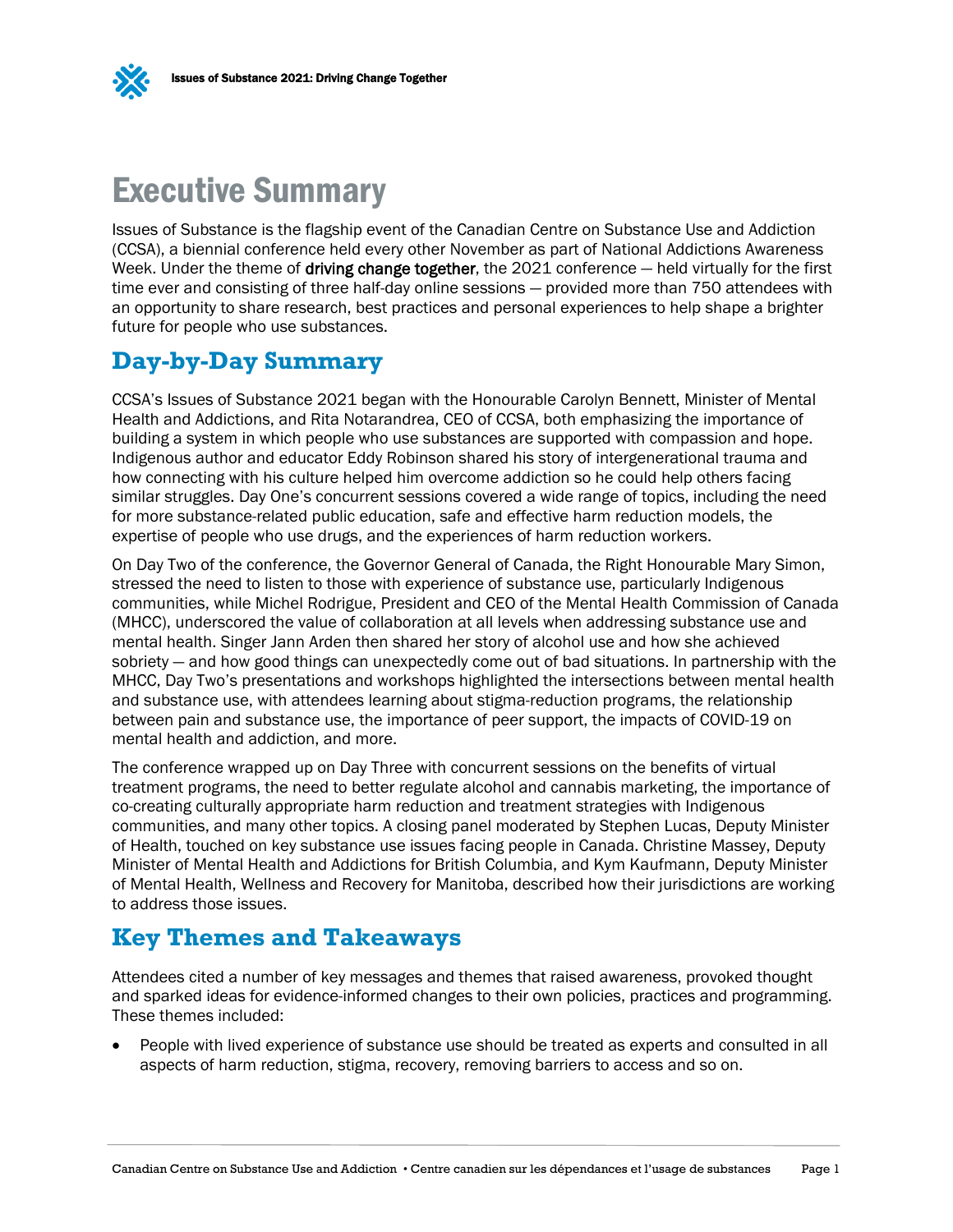# Executive Summary

Issues of Substance is the flagship event of the Canadian Centre on Substance Use and Addiction (CCSA), a biennial conference held every other November as part of National Addictions Awareness Week. Under the theme of **driving change together**, the 2021 conference — held virtually for the first time ever and consisting of three half-day online sessions — provided more than 750 attendees with an opportunity to share research, best practices and personal experiences to help shape a brighter future for people who use substances.

## Day-by-Day Summary

CCSA's Issues of Substance 2021 began with the Honourable Carolyn Bennett, Minister of Mental Health and Addictions, and Rita Notarandrea, CEO of CCSA, both emphasizing the importance of building a system in which people who use substances are supported with compassion and hope. Indigenous author and educator Eddy Robinson shared his story of intergenerational trauma and how connecting with his culture helped him overcome addiction so he could help others facing similar struggles. Day One's concurrent sessions covered a wide range of topics, including the need for more substance-related public education, safe and effective harm reduction models, the expertise of people who use drugs, and the experiences of harm reduction workers.

On Day Two of the conference, the Governor General of Canada, the Right Honourable Mary Simon, stressed the need to listen to those with experience of substance use, particularly Indigenous communities, while Michel Rodrigue, President and CEO of the Mental Health Commission of Canada (MHCC), underscored the value of collaboration at all levels when addressing substance use and mental health. Singer Jann Arden then shared her story of alcohol use and how she achieved sobriety — and how good things can unexpectedly come out of bad situations. In partnership with the MHCC, Day Two's presentations and workshops highlighted the intersections between mental health and substance use, with attendees learning about stigma-reduction programs, the relationship between pain and substance use, the importance of peer support, the impacts of COVID-19 on mental health and addiction, and more.

The conference wrapped up on Day Three with concurrent sessions on the benefits of virtual treatment programs, the need to better regulate alcohol and cannabis marketing, the importance of co-creating culturally appropriate harm reduction and treatment strategies with Indigenous communities, and many other topics. A closing panel moderated by Stephen Lucas, Deputy Minister of Health, touched on key substance use issues facing people in Canada. Christine Massey, Deputy Minister of Mental Health and Addictions for British Columbia, and Kym Kaufmann, Deputy Minister of Mental Health, Wellness and Recovery for Manitoba, described how their jurisdictions are working to address those issues.

## Key Themes and Takeaways

Attendees cited a number of key messages and themes that raised awareness, provoked thought and sparked ideas for evidence-informed changes to their own policies, practices and programming. These themes included:

- People with lived experience of substance use should be treated as experts and consulted in all aspects of harm reduction, stigma, recovery, removing barriers to access and so on.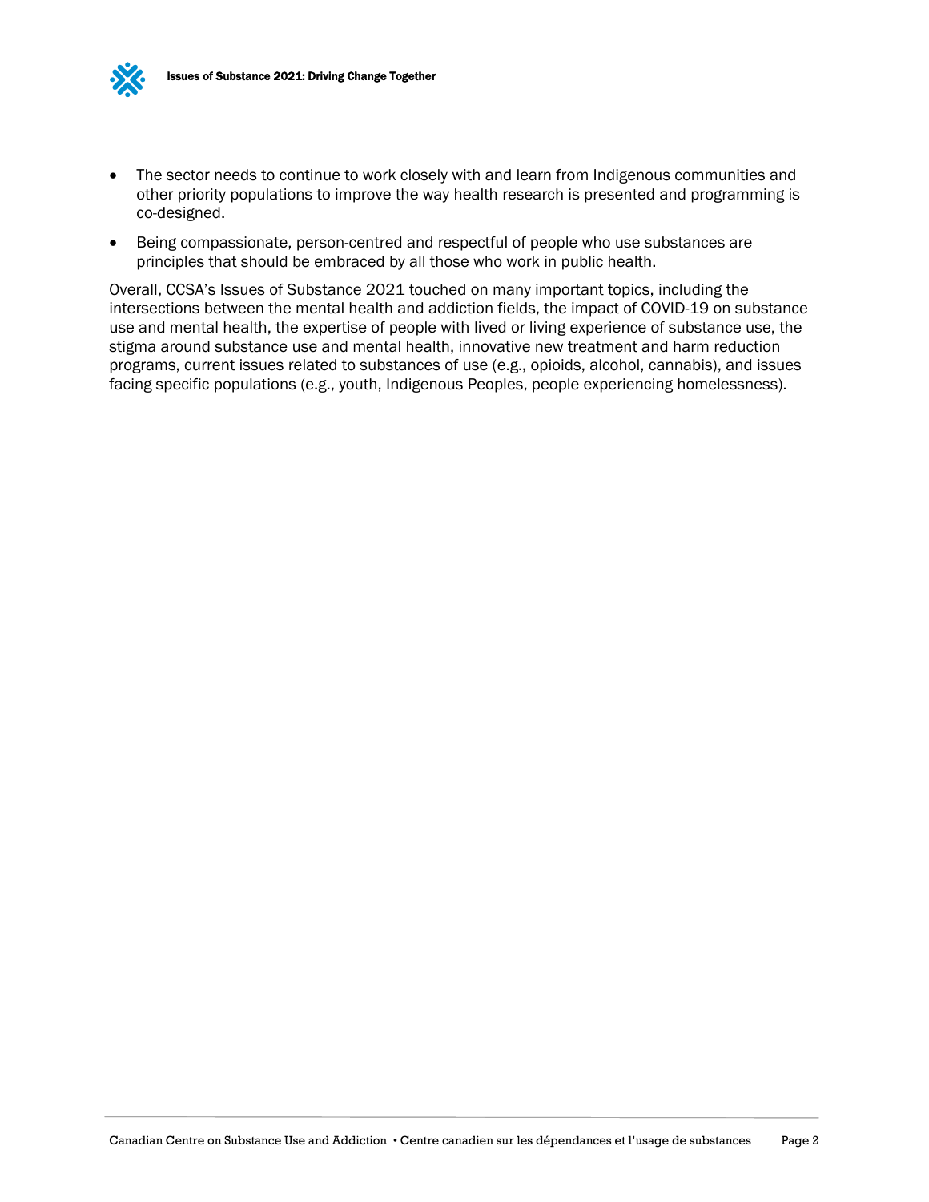- The sector needs to continue to work closely with and learn from Indigenous communities and other priority populations to improve the way health research is presented and programming is co-designed.
- Being compassionate, person-centred and respectful of people who use substances are principles that should be embraced by all those who work in public health.

Overall, CCSA's Issues of Substance 2021 touched on many important topics, including the intersections between the mental health and addiction fields, the impact of COVID-19 on substance use and mental health, the expertise of people with lived or living experience of substance use, the stigma around substance use and mental health, innovative new treatment and harm reduction programs, current issues related to substances of use (e.g., opioids, alcohol, cannabis), and issues facing specific populations (e.g., youth, Indigenous Peoples, people experiencing homelessness).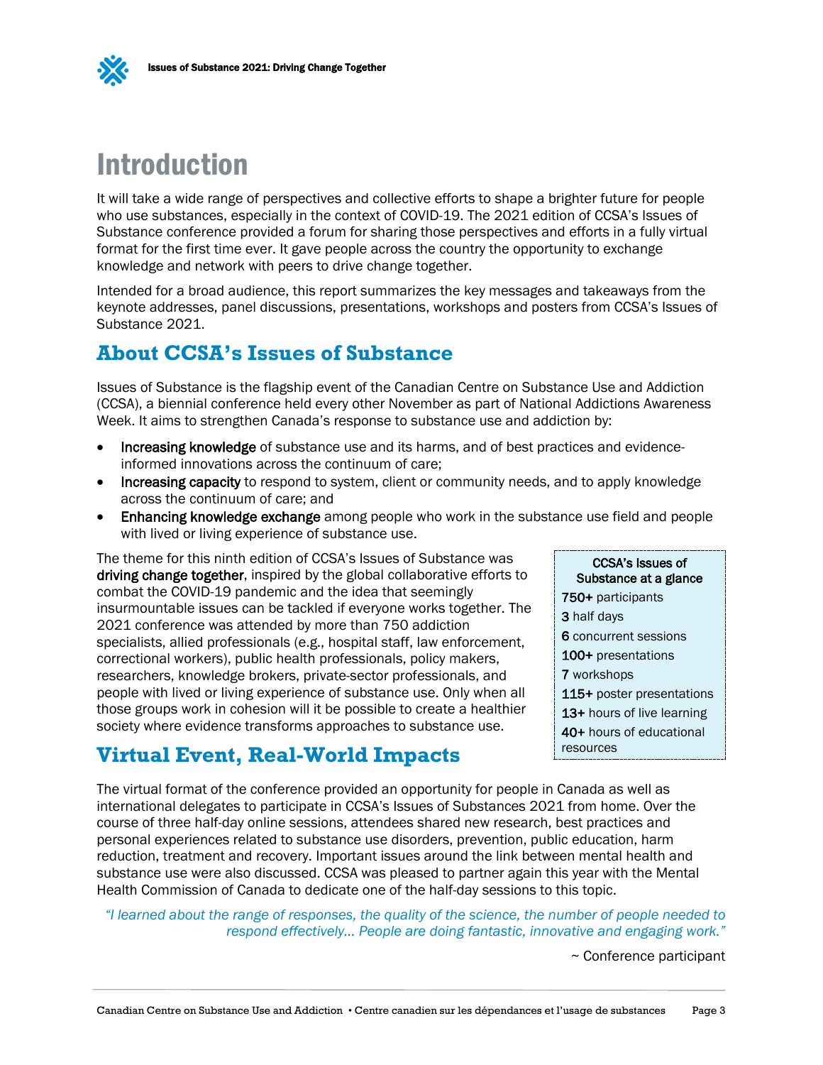# Introduction

It will take a wide range of perspectives and collective efforts to shape a brighter future for people who use substances, especially in the context of COVID-19. The 2021 edition of CCSA's Issues of Substance conference provided a forum for sharing those perspectives and efforts in a fully virtual format for the first time ever. It gave people across the country the opportunity to exchange knowledge and network with peers to drive change together.

Intended for a broad audience, this report summarizes the key messages and takeaways from the keynote addresses, panel discussions, presentations, workshops and posters from CCSA's Issues of Substance 2021.

## About CCSA's Issues of Substance

Issues of Substance is the flagship event of the Canadian Centre on Substance Use and Addiction (CCSA), a biennial conference held every other November as part of National Addictions Awareness Week. It aims to strengthen Canada's response to substance use and addiction by:

- **Increasing knowledge** of substance use and its harms, and of best practices and evidence-informed innovations across the continuum of care;
- **Increasing capacity** to respond to system, client or community needs, and to apply knowledge across the continuum of care; and
- **Enhancing knowledge exchange** among people who work in the substance use field and people with lived or living experience of substance use.

The theme for this ninth edition of CCSA's Issues of Substance was **driving change together**, inspired by the global collaborative efforts to combat the COVID-19 pandemic and the idea that seemingly insurmountable issues can be tackled if everyone works together. The 2021 conference was attended by more than 750 addiction specialists, allied professionals (e.g., hospital staff, law enforcement, correctional workers), public health professionals, policy makers, researchers, knowledge brokers, private-sector professionals, and people with lived or living experience of substance use. Only when all those groups work in cohesion will it be possible to create a healthier society where evidence transforms approaches to substance use.

**CCSA's Issues of Substance at a glance**

- **750+** participants
- **3** half days
- **6** concurrent sessions
- **100+** presentations
- **7** workshops
- **115+** poster presentations
- **13+** hours of live learning
- **40+** hours of educational resources

## Virtual Event, Real-World Impacts

The virtual format of the conference provided an opportunity for people in Canada as well as international delegates to participate in CCSA's Issues of Substances 2021 from home. Over the course of three half-day online sessions, attendees shared new research, best practices and personal experiences related to substance use disorders, prevention, public education, harm reduction, treatment and recovery. Important issues around the link between mental health and substance use were also discussed. CCSA was pleased to partner again this year with the Mental Health Commission of Canada to dedicate one of the half-day sessions to this topic.

*"I learned about the range of responses, the quality of the science, the number of people needed to respond effectively… People are doing fantastic, innovative and engaging work."*

~ Conference participant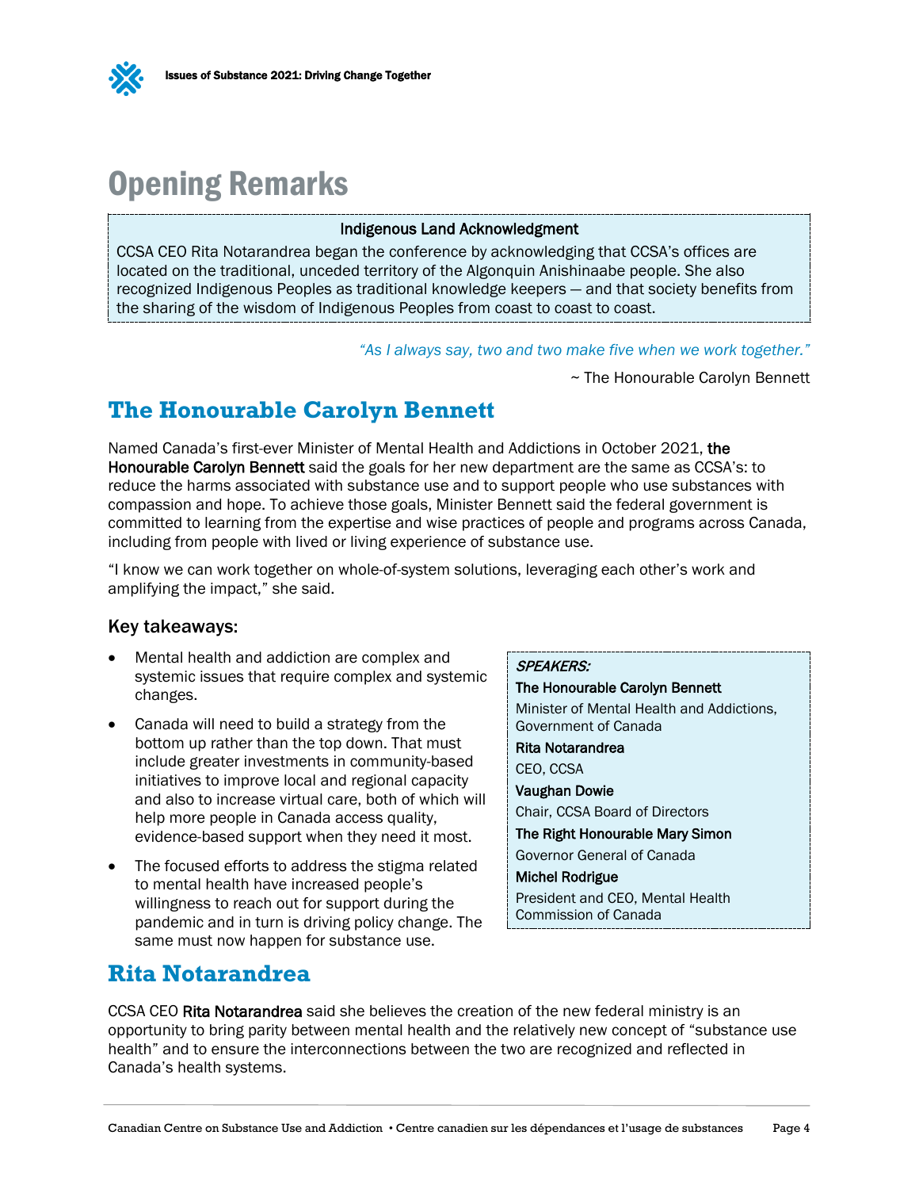# Opening Remarks

> **Indigenous Land Acknowledgment**
>
> CCSA CEO Rita Notarandrea began the conference by acknowledging that CCSA's offices are located on the traditional, unceded territory of the Algonquin Anishinaabe people. She also recognized Indigenous Peoples as traditional knowledge keepers — and that society benefits from the sharing of the wisdom of Indigenous Peoples from coast to coast to coast.

*"As I always say, two and two make five when we work together."*

~ The Honourable Carolyn Bennett

## The Honourable Carolyn Bennett

Named Canada's first-ever Minister of Mental Health and Addictions in October 2021, **the Honourable Carolyn Bennett** said the goals for her new department are the same as CCSA's: to reduce the harms associated with substance use and to support people who use substances with compassion and hope. To achieve those goals, Minister Bennett said the federal government is committed to learning from the expertise and wise practices of people and programs across Canada, including from people with lived or living experience of substance use.

"I know we can work together on whole-of-system solutions, leveraging each other's work and amplifying the impact," she said.

### Key takeaways:

- Mental health and addiction are complex and systemic issues that require complex and systemic changes.
- Canada will need to build a strategy from the bottom up rather than the top down. That must include greater investments in community-based initiatives to improve local and regional capacity and also to increase virtual care, both of which will help more people in Canada access quality, evidence-based support when they need it most.
- The focused efforts to address the stigma related to mental health have increased people's willingness to reach out for support during the pandemic and in turn is driving policy change. The same must now happen for substance use.

> *SPEAKERS:*
>
> **The Honourable Carolyn Bennett**
> Minister of Mental Health and Addictions, Government of Canada
>
> **Rita Notarandrea**
> CEO, CCSA
>
> **Vaughan Dowie**
> Chair, CCSA Board of Directors
>
> **The Right Honourable Mary Simon**
> Governor General of Canada
>
> **Michel Rodrigue**
> President and CEO, Mental Health Commission of Canada

## Rita Notarandrea

CCSA CEO **Rita Notarandrea** said she believes the creation of the new federal ministry is an opportunity to bring parity between mental health and the relatively new concept of "substance use health" and to ensure the interconnections between the two are recognized and reflected in Canada's health systems.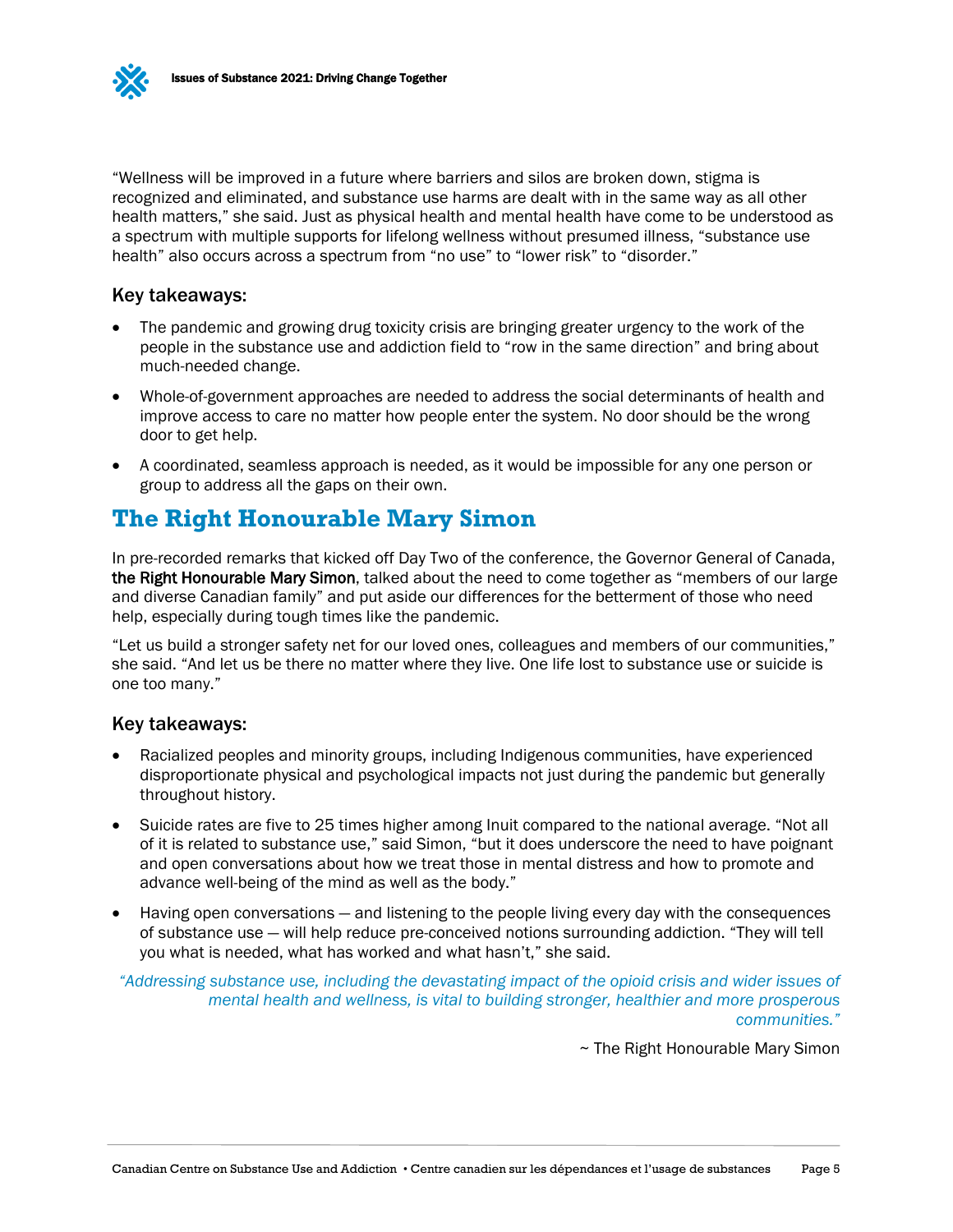"Wellness will be improved in a future where barriers and silos are broken down, stigma is recognized and eliminated, and substance use harms are dealt with in the same way as all other health matters," she said. Just as physical health and mental health have come to be understood as a spectrum with multiple supports for lifelong wellness without presumed illness, "substance use health" also occurs across a spectrum from "no use" to "lower risk" to "disorder."

### Key takeaways:

- The pandemic and growing drug toxicity crisis are bringing greater urgency to the work of the people in the substance use and addiction field to "row in the same direction" and bring about much-needed change.
- Whole-of-government approaches are needed to address the social determinants of health and improve access to care no matter how people enter the system. No door should be the wrong door to get help.
- A coordinated, seamless approach is needed, as it would be impossible for any one person or group to address all the gaps on their own.

## The Right Honourable Mary Simon

In pre-recorded remarks that kicked off Day Two of the conference, the Governor General of Canada, **the Right Honourable Mary Simon**, talked about the need to come together as "members of our large and diverse Canadian family" and put aside our differences for the betterment of those who need help, especially during tough times like the pandemic.

"Let us build a stronger safety net for our loved ones, colleagues and members of our communities," she said. "And let us be there no matter where they live. One life lost to substance use or suicide is one too many."

### Key takeaways:

- Racialized peoples and minority groups, including Indigenous communities, have experienced disproportionate physical and psychological impacts not just during the pandemic but generally throughout history.
- Suicide rates are five to 25 times higher among Inuit compared to the national average. "Not all of it is related to substance use," said Simon, "but it does underscore the need to have poignant and open conversations about how we treat those in mental distress and how to promote and advance well-being of the mind as well as the body."
- Having open conversations — and listening to the people living every day with the consequences of substance use — will help reduce pre-conceived notions surrounding addiction. "They will tell you what is needed, what has worked and what hasn't," she said.

*"Addressing substance use, including the devastating impact of the opioid crisis and wider issues of mental health and wellness, is vital to building stronger, healthier and more prosperous communities."*

~ The Right Honourable Mary Simon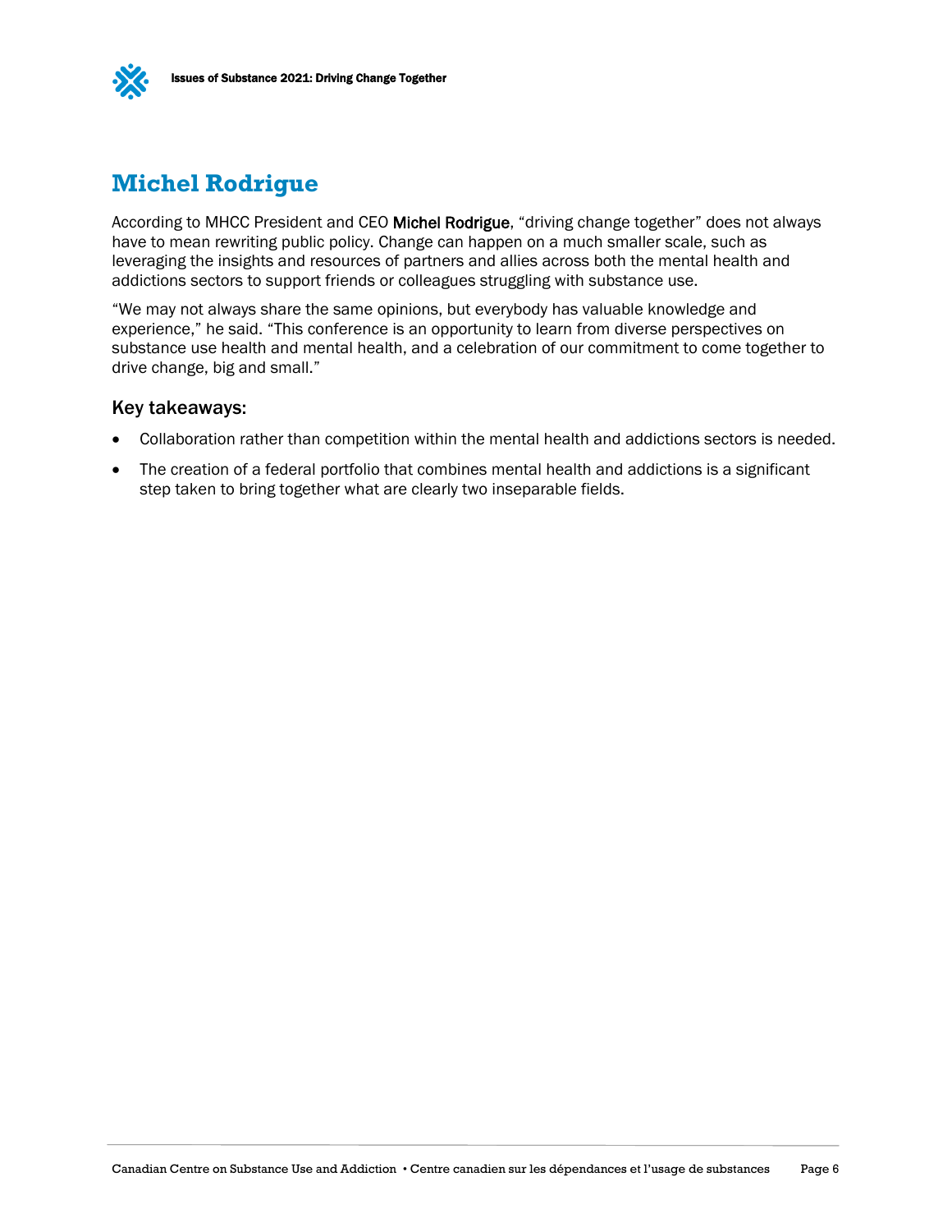## Michel Rodrigue

According to MHCC President and CEO Michel Rodrigue, “driving change together” does not always have to mean rewriting public policy. Change can happen on a much smaller scale, such as leveraging the insights and resources of partners and allies across both the mental health and addictions sectors to support friends or colleagues struggling with substance use.

“We may not always share the same opinions, but everybody has valuable knowledge and experience,” he said. “This conference is an opportunity to learn from diverse perspectives on substance use health and mental health, and a celebration of our commitment to come together to drive change, big and small.”

### Key takeaways:

- Collaboration rather than competition within the mental health and addictions sectors is needed.
- The creation of a federal portfolio that combines mental health and addictions is a significant step taken to bring together what are clearly two inseparable fields.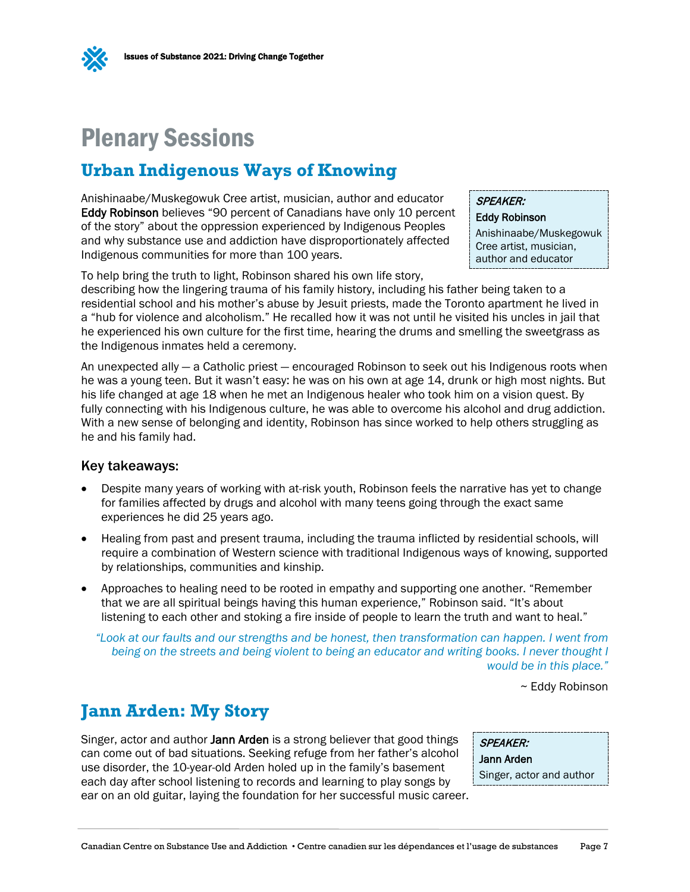# Plenary Sessions

## Urban Indigenous Ways of Knowing

> *SPEAKER:*
> **Eddy Robinson**
> Anishinaabe/Muskegowuk Cree artist, musician, author and educator

Anishinaabe/Muskegowuk Cree artist, musician, author and educator **Eddy Robinson** believes "90 percent of Canadians have only 10 percent of the story" about the oppression experienced by Indigenous Peoples and why substance use and addiction have disproportionately affected Indigenous communities for more than 100 years.

To help bring the truth to light, Robinson shared his own life story, describing how the lingering trauma of his family history, including his father being taken to a residential school and his mother's abuse by Jesuit priests, made the Toronto apartment he lived in a "hub for violence and alcoholism." He recalled how it was not until he visited his uncles in jail that he experienced his own culture for the first time, hearing the drums and smelling the sweetgrass as the Indigenous inmates held a ceremony.

An unexpected ally — a Catholic priest — encouraged Robinson to seek out his Indigenous roots when he was a young teen. But it wasn't easy: he was on his own at age 14, drunk or high most nights. But his life changed at age 18 when he met an Indigenous healer who took him on a vision quest. By fully connecting with his Indigenous culture, he was able to overcome his alcohol and drug addiction. With a new sense of belonging and identity, Robinson has since worked to help others struggling as he and his family had.

### Key takeaways:

- Despite many years of working with at-risk youth, Robinson feels the narrative has yet to change for families affected by drugs and alcohol with many teens going through the exact same experiences he did 25 years ago.
- Healing from past and present trauma, including the trauma inflicted by residential schools, will require a combination of Western science with traditional Indigenous ways of knowing, supported by relationships, communities and kinship.
- Approaches to healing need to be rooted in empathy and supporting one another. "Remember that we are all spiritual beings having this human experience," Robinson said. "It's about listening to each other and stoking a fire inside of people to learn the truth and want to heal."

*"Look at our faults and our strengths and be honest, then transformation can happen. I went from being on the streets and being violent to being an educator and writing books. I never thought I would be in this place."*

~ Eddy Robinson

## Jann Arden: My Story

> *SPEAKER:*
> **Jann Arden**
> Singer, actor and author

Singer, actor and author **Jann Arden** is a strong believer that good things can come out of bad situations. Seeking refuge from her father's alcohol use disorder, the 10-year-old Arden holed up in the family's basement each day after school listening to records and learning to play songs by ear on an old guitar, laying the foundation for her successful music career.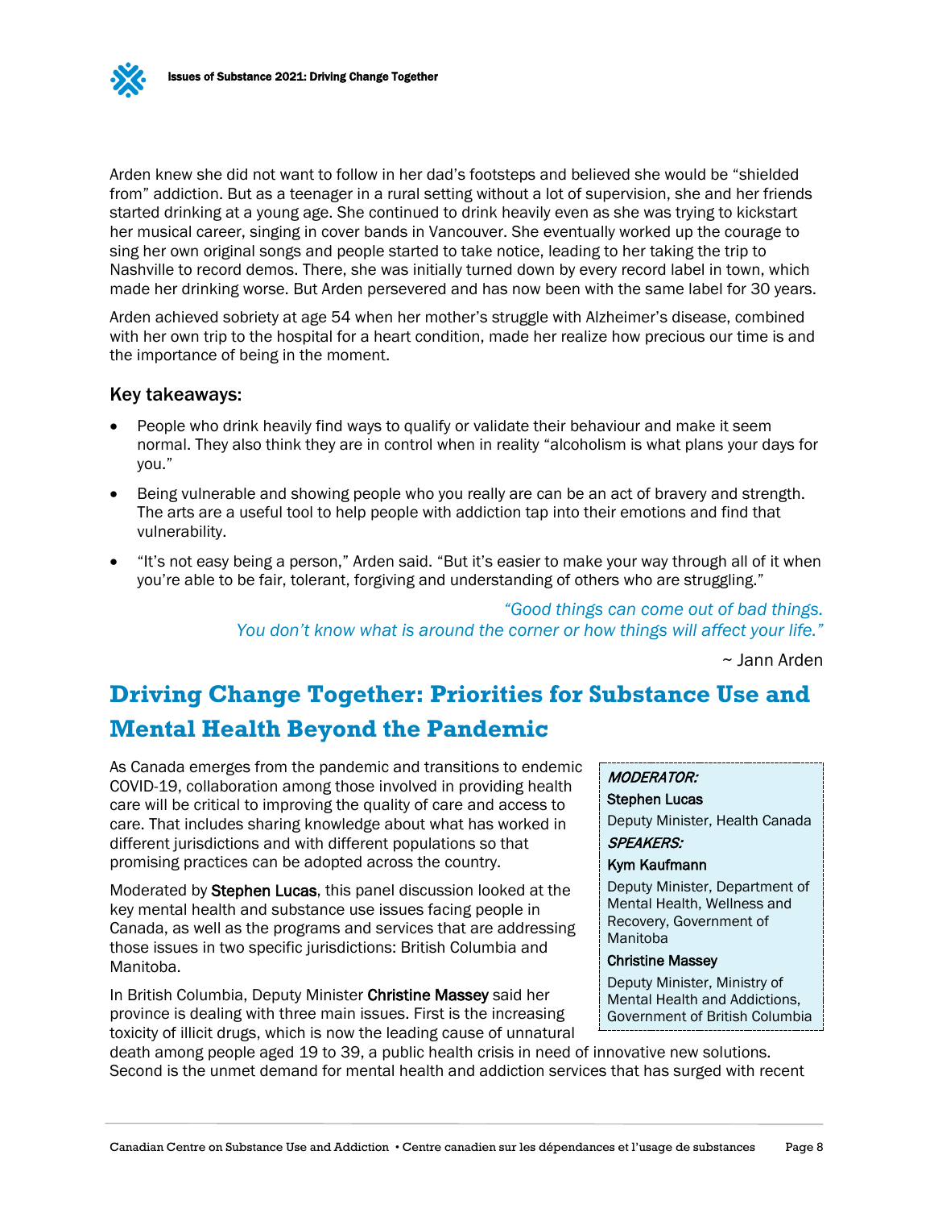Arden knew she did not want to follow in her dad's footsteps and believed she would be "shielded from" addiction. But as a teenager in a rural setting without a lot of supervision, she and her friends started drinking at a young age. She continued to drink heavily even as she was trying to kickstart her musical career, singing in cover bands in Vancouver. She eventually worked up the courage to sing her own original songs and people started to take notice, leading to her taking the trip to Nashville to record demos. There, she was initially turned down by every record label in town, which made her drinking worse. But Arden persevered and has now been with the same label for 30 years.

Arden achieved sobriety at age 54 when her mother's struggle with Alzheimer's disease, combined with her own trip to the hospital for a heart condition, made her realize how precious our time is and the importance of being in the moment.

### Key takeaways:

- People who drink heavily find ways to qualify or validate their behaviour and make it seem normal. They also think they are in control when in reality "alcoholism is what plans your days for you."
- Being vulnerable and showing people who you really are can be an act of bravery and strength. The arts are a useful tool to help people with addiction tap into their emotions and find that vulnerability.
- "It's not easy being a person," Arden said. "But it's easier to make your way through all of it when you're able to be fair, tolerant, forgiving and understanding of others who are struggling."

*"Good things can come out of bad things. You don't know what is around the corner or how things will affect your life."*

~ Jann Arden

## Driving Change Together: Priorities for Substance Use and Mental Health Beyond the Pandemic

*MODERATOR:*

**Stephen Lucas**
Deputy Minister, Health Canada

*SPEAKERS:*

**Kym Kaufmann**
Deputy Minister, Department of Mental Health, Wellness and Recovery, Government of Manitoba

**Christine Massey**
Deputy Minister, Ministry of Mental Health and Addictions, Government of British Columbia

As Canada emerges from the pandemic and transitions to endemic COVID-19, collaboration among those involved in providing health care will be critical to improving the quality of care and access to care. That includes sharing knowledge about what has worked in different jurisdictions and with different populations so that promising practices can be adopted across the country.

Moderated by **Stephen Lucas**, this panel discussion looked at the key mental health and substance use issues facing people in Canada, as well as the programs and services that are addressing those issues in two specific jurisdictions: British Columbia and Manitoba.

In British Columbia, Deputy Minister **Christine Massey** said her province is dealing with three main issues. First is the increasing toxicity of illicit drugs, which is now the leading cause of unnatural death among people aged 19 to 39, a public health crisis in need of innovative new solutions. Second is the unmet demand for mental health and addiction services that has surged with recent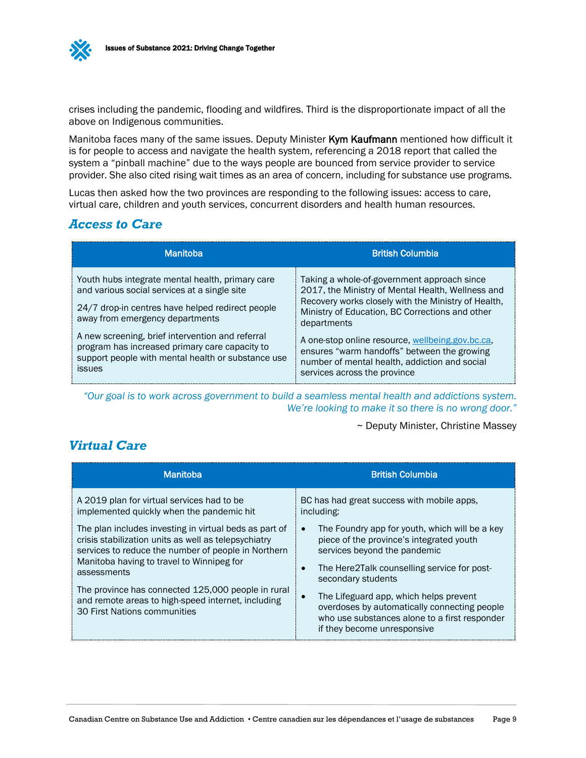crises including the pandemic, flooding and wildfires. Third is the disproportionate impact of all the above on Indigenous communities.

Manitoba faces many of the same issues. Deputy Minister **Kym Kaufmann** mentioned how difficult it is for people to access and navigate the health system, referencing a 2018 report that called the system a "pinball machine" due to the ways people are bounced from service provider to service provider. She also cited rising wait times as an area of concern, including for substance use programs.

Lucas then asked how the two provinces are responding to the following issues: access to care, virtual care, children and youth services, concurrent disorders and health human resources.

## *Access to Care*

| Manitoba | British Columbia |
|---|---|
| Youth hubs integrate mental health, primary care and various social services at a single site<br><br>24/7 drop-in centres have helped redirect people away from emergency departments<br><br>A new screening, brief intervention and referral program has increased primary care capacity to support people with mental health or substance use issues | Taking a whole-of-government approach since 2017, the Ministry of Mental Health, Wellness and Recovery works closely with the Ministry of Health, Ministry of Education, BC Corrections and other departments<br><br>A one-stop online resource, wellbeing.gov.bc.ca, ensures "warm handoffs" between the growing number of mental health, addiction and social services across the province |

*"Our goal is to work across government to build a seamless mental health and addictions system. We're looking to make it so there is no wrong door."*

~ Deputy Minister, Christine Massey

## *Virtual Care*

| Manitoba | British Columbia |
|---|---|
| A 2019 plan for virtual services had to be implemented quickly when the pandemic hit<br><br>The plan includes investing in virtual beds as part of crisis stabilization units as well as telepsychiatry services to reduce the number of people in Northern Manitoba having to travel to Winnipeg for assessments<br><br>The province has connected 125,000 people in rural and remote areas to high-speed internet, including 30 First Nations communities | BC has had great success with mobile apps, including:<br><br>• The Foundry app for youth, which will be a key piece of the province's integrated youth services beyond the pandemic<br><br>• The Here2Talk counselling service for post-secondary students<br><br>• The Lifeguard app, which helps prevent overdoses by automatically connecting people who use substances alone to a first responder if they become unresponsive |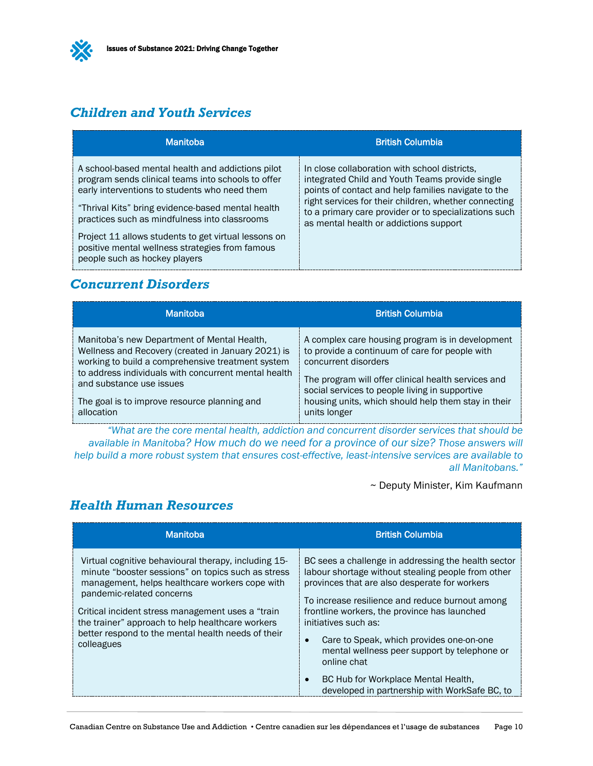## *Children and Youth Services*

| Manitoba | British Columbia |
|---|---|
| A school-based mental health and addictions pilot program sends clinical teams into schools to offer early interventions to students who need them<br><br>“Thrival Kits” bring evidence-based mental health practices such as mindfulness into classrooms<br><br>Project 11 allows students to get virtual lessons on positive mental wellness strategies from famous people such as hockey players | In close collaboration with school districts, integrated Child and Youth Teams provide single points of contact and help families navigate to the right services for their children, whether connecting to a primary care provider or to specializations such as mental health or addictions support |

## *Concurrent Disorders*

| Manitoba | British Columbia |
|---|---|
| Manitoba’s new Department of Mental Health, Wellness and Recovery (created in January 2021) is working to build a comprehensive treatment system to address individuals with concurrent mental health and substance use issues<br><br>The goal is to improve resource planning and allocation | A complex care housing program is in development to provide a continuum of care for people with concurrent disorders<br><br>The program will offer clinical health services and social services to people living in supportive housing units, which should help them stay in their units longer |

*“What are the core mental health, addiction and concurrent disorder services that should be available in Manitoba? How much do we need for a province of our size? Those answers will help build a more robust system that ensures cost-effective, least-intensive services are available to all Manitobans.”*

~ Deputy Minister, Kim Kaufmann

## *Health Human Resources*

| Manitoba | British Columbia |
|---|---|
| Virtual cognitive behavioural therapy, including 15-minute “booster sessions” on topics such as stress management, helps healthcare workers cope with pandemic-related concerns<br><br>Critical incident stress management uses a “train the trainer” approach to help healthcare workers better respond to the mental health needs of their colleagues | BC sees a challenge in addressing the health sector labour shortage without stealing people from other provinces that are also desperate for workers<br><br>To increase resilience and reduce burnout among frontline workers, the province has launched initiatives such as:<br><br>• Care to Speak, which provides one-on-one mental wellness peer support by telephone or online chat<br><br>• BC Hub for Workplace Mental Health, developed in partnership with WorkSafe BC, to |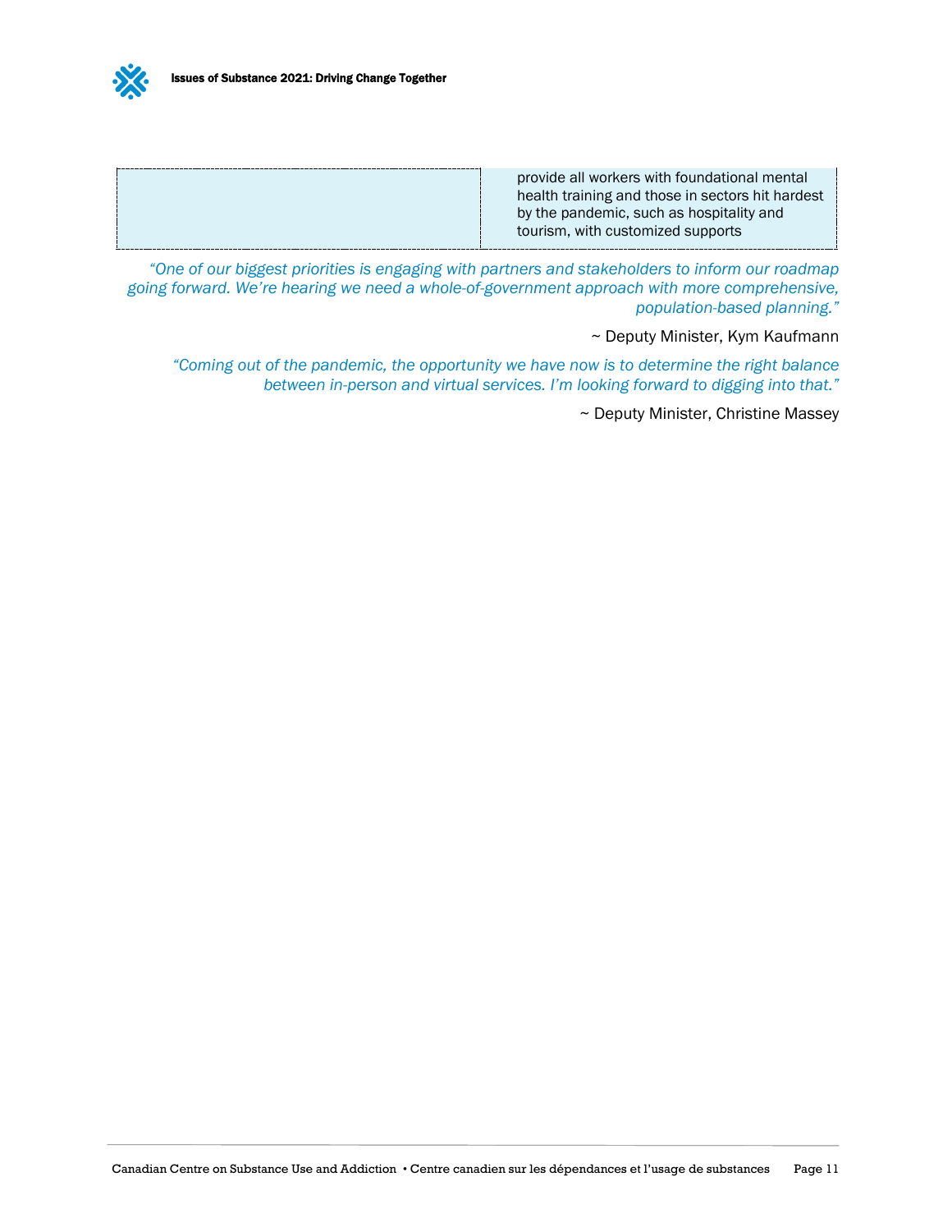| | |
|---|---|
| | provide all workers with foundational mental health training and those in sectors hit hardest by the pandemic, such as hospitality and tourism, with customized supports |

*"One of our biggest priorities is engaging with partners and stakeholders to inform our roadmap going forward. We're hearing we need a whole-of-government approach with more comprehensive, population-based planning."*

~ Deputy Minister, Kym Kaufmann

*"Coming out of the pandemic, the opportunity we have now is to determine the right balance between in-person and virtual services. I'm looking forward to digging into that."*

~ Deputy Minister, Christine Massey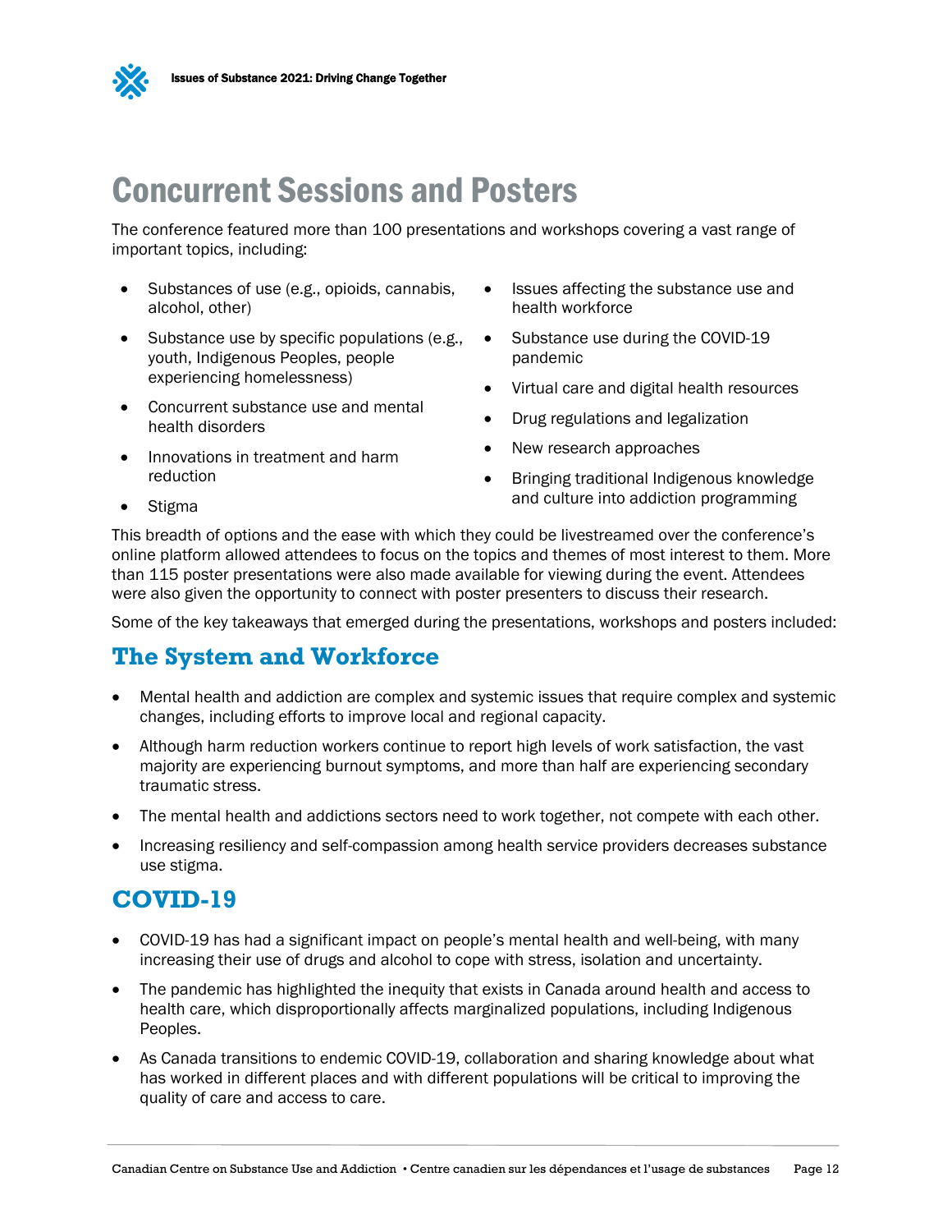# Concurrent Sessions and Posters

The conference featured more than 100 presentations and workshops covering a vast range of important topics, including:

- Substances of use (e.g., opioids, cannabis, alcohol, other)
- Substance use by specific populations (e.g., youth, Indigenous Peoples, people experiencing homelessness)
- Concurrent substance use and mental health disorders
- Innovations in treatment and harm reduction
- Stigma
- Issues affecting the substance use and health workforce
- Substance use during the COVID-19 pandemic
- Virtual care and digital health resources
- Drug regulations and legalization
- New research approaches
- Bringing traditional Indigenous knowledge and culture into addiction programming

This breadth of options and the ease with which they could be livestreamed over the conference's online platform allowed attendees to focus on the topics and themes of most interest to them. More than 115 poster presentations were also made available for viewing during the event. Attendees were also given the opportunity to connect with poster presenters to discuss their research.

Some of the key takeaways that emerged during the presentations, workshops and posters included:

## The System and Workforce

- Mental health and addiction are complex and systemic issues that require complex and systemic changes, including efforts to improve local and regional capacity.
- Although harm reduction workers continue to report high levels of work satisfaction, the vast majority are experiencing burnout symptoms, and more than half are experiencing secondary traumatic stress.
- The mental health and addictions sectors need to work together, not compete with each other.
- Increasing resiliency and self-compassion among health service providers decreases substance use stigma.

## COVID-19

- COVID-19 has had a significant impact on people's mental health and well-being, with many increasing their use of drugs and alcohol to cope with stress, isolation and uncertainty.
- The pandemic has highlighted the inequity that exists in Canada around health and access to health care, which disproportionally affects marginalized populations, including Indigenous Peoples.
- As Canada transitions to endemic COVID-19, collaboration and sharing knowledge about what has worked in different places and with different populations will be critical to improving the quality of care and access to care.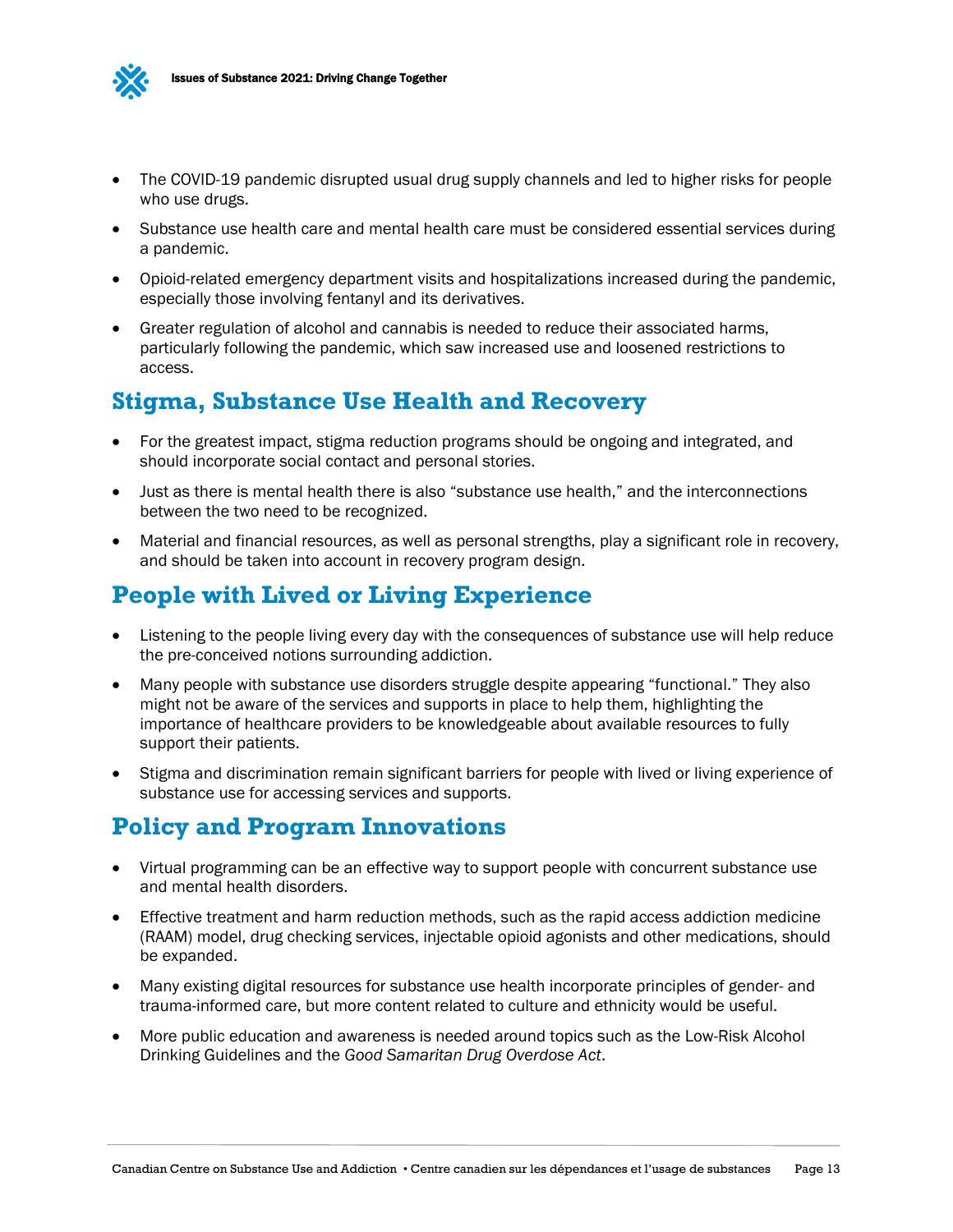- The COVID-19 pandemic disrupted usual drug supply channels and led to higher risks for people who use drugs.
- Substance use health care and mental health care must be considered essential services during a pandemic.
- Opioid-related emergency department visits and hospitalizations increased during the pandemic, especially those involving fentanyl and its derivatives.
- Greater regulation of alcohol and cannabis is needed to reduce their associated harms, particularly following the pandemic, which saw increased use and loosened restrictions to access.

## Stigma, Substance Use Health and Recovery

- For the greatest impact, stigma reduction programs should be ongoing and integrated, and should incorporate social contact and personal stories.
- Just as there is mental health there is also "substance use health," and the interconnections between the two need to be recognized.
- Material and financial resources, as well as personal strengths, play a significant role in recovery, and should be taken into account in recovery program design.

## People with Lived or Living Experience

- Listening to the people living every day with the consequences of substance use will help reduce the pre-conceived notions surrounding addiction.
- Many people with substance use disorders struggle despite appearing "functional." They also might not be aware of the services and supports in place to help them, highlighting the importance of healthcare providers to be knowledgeable about available resources to fully support their patients.
- Stigma and discrimination remain significant barriers for people with lived or living experience of substance use for accessing services and supports.

## Policy and Program Innovations

- Virtual programming can be an effective way to support people with concurrent substance use and mental health disorders.
- Effective treatment and harm reduction methods, such as the rapid access addiction medicine (RAAM) model, drug checking services, injectable opioid agonists and other medications, should be expanded.
- Many existing digital resources for substance use health incorporate principles of gender- and trauma-informed care, but more content related to culture and ethnicity would be useful.
- More public education and awareness is needed around topics such as the Low-Risk Alcohol Drinking Guidelines and the *Good Samaritan Drug Overdose Act*.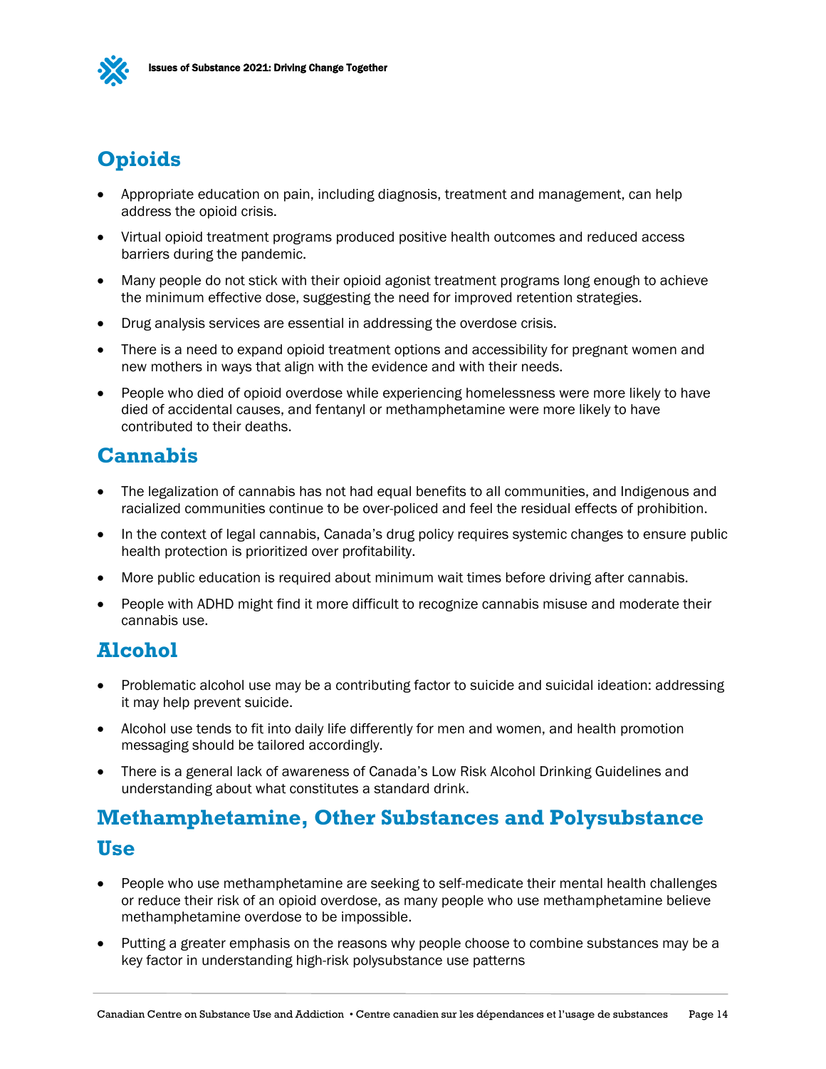## Opioids

- Appropriate education on pain, including diagnosis, treatment and management, can help address the opioid crisis.
- Virtual opioid treatment programs produced positive health outcomes and reduced access barriers during the pandemic.
- Many people do not stick with their opioid agonist treatment programs long enough to achieve the minimum effective dose, suggesting the need for improved retention strategies.
- Drug analysis services are essential in addressing the overdose crisis.
- There is a need to expand opioid treatment options and accessibility for pregnant women and new mothers in ways that align with the evidence and with their needs.
- People who died of opioid overdose while experiencing homelessness were more likely to have died of accidental causes, and fentanyl or methamphetamine were more likely to have contributed to their deaths.

## Cannabis

- The legalization of cannabis has not had equal benefits to all communities, and Indigenous and racialized communities continue to be over-policed and feel the residual effects of prohibition.
- In the context of legal cannabis, Canada's drug policy requires systemic changes to ensure public health protection is prioritized over profitability.
- More public education is required about minimum wait times before driving after cannabis.
- People with ADHD might find it more difficult to recognize cannabis misuse and moderate their cannabis use.

## Alcohol

- Problematic alcohol use may be a contributing factor to suicide and suicidal ideation: addressing it may help prevent suicide.
- Alcohol use tends to fit into daily life differently for men and women, and health promotion messaging should be tailored accordingly.
- There is a general lack of awareness of Canada's Low Risk Alcohol Drinking Guidelines and understanding about what constitutes a standard drink.

## Methamphetamine, Other Substances and Polysubstance Use

- People who use methamphetamine are seeking to self-medicate their mental health challenges or reduce their risk of an opioid overdose, as many people who use methamphetamine believe methamphetamine overdose to be impossible.
- Putting a greater emphasis on the reasons why people choose to combine substances may be a key factor in understanding high-risk polysubstance use patterns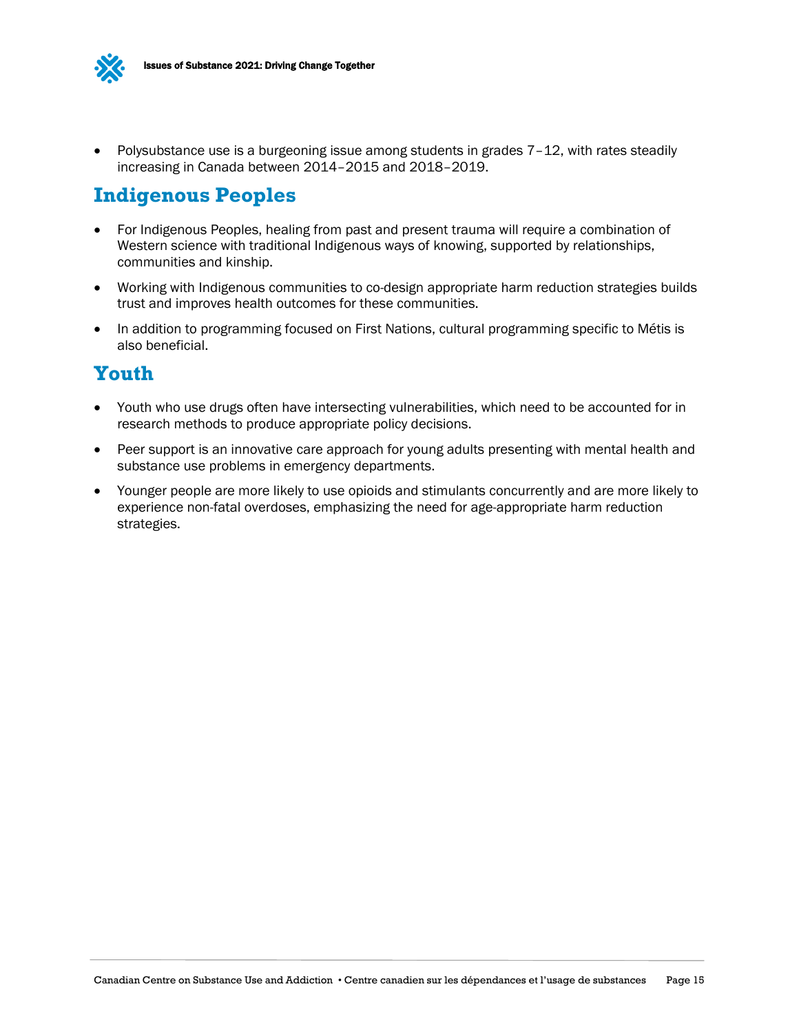- Polysubstance use is a burgeoning issue among students in grades 7–12, with rates steadily increasing in Canada between 2014–2015 and 2018–2019.

## Indigenous Peoples

- For Indigenous Peoples, healing from past and present trauma will require a combination of Western science with traditional Indigenous ways of knowing, supported by relationships, communities and kinship.
- Working with Indigenous communities to co-design appropriate harm reduction strategies builds trust and improves health outcomes for these communities.
- In addition to programming focused on First Nations, cultural programming specific to Métis is also beneficial.

## Youth

- Youth who use drugs often have intersecting vulnerabilities, which need to be accounted for in research methods to produce appropriate policy decisions.
- Peer support is an innovative care approach for young adults presenting with mental health and substance use problems in emergency departments.
- Younger people are more likely to use opioids and stimulants concurrently and are more likely to experience non-fatal overdoses, emphasizing the need for age-appropriate harm reduction strategies.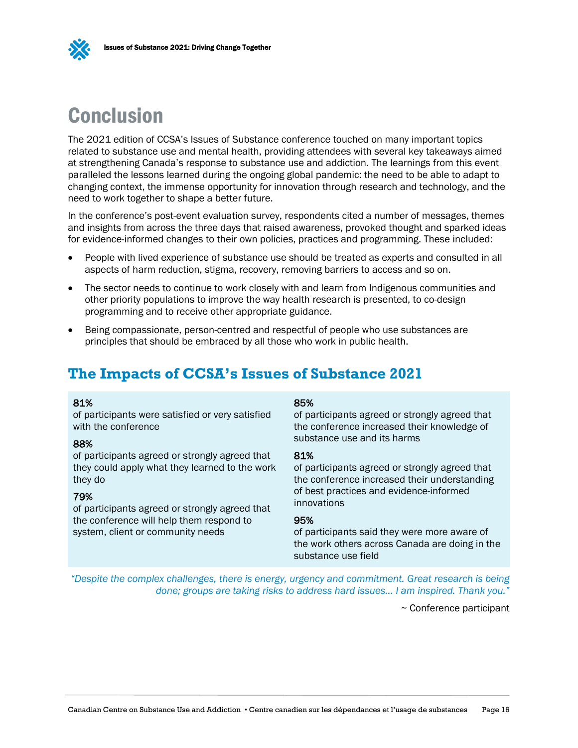# Conclusion

The 2021 edition of CCSA's Issues of Substance conference touched on many important topics related to substance use and mental health, providing attendees with several key takeaways aimed at strengthening Canada's response to substance use and addiction. The learnings from this event paralleled the lessons learned during the ongoing global pandemic: the need to be able to adapt to changing context, the immense opportunity for innovation through research and technology, and the need to work together to shape a better future.

In the conference's post-event evaluation survey, respondents cited a number of messages, themes and insights from across the three days that raised awareness, provoked thought and sparked ideas for evidence-informed changes to their own policies, practices and programming. These included:

- People with lived experience of substance use should be treated as experts and consulted in all aspects of harm reduction, stigma, recovery, removing barriers to access and so on.
- The sector needs to continue to work closely with and learn from Indigenous communities and other priority populations to improve the way health research is presented, to co-design programming and to receive other appropriate guidance.
- Being compassionate, person-centred and respectful of people who use substances are principles that should be embraced by all those who work in public health.

## The Impacts of CCSA's Issues of Substance 2021

81%
of participants were satisfied or very satisfied with the conference

88%
of participants agreed or strongly agreed that they could apply what they learned to the work they do

79%
of participants agreed or strongly agreed that the conference will help them respond to system, client or community needs

85%
of participants agreed or strongly agreed that the conference increased their knowledge of substance use and its harms

81%
of participants agreed or strongly agreed that the conference increased their understanding of best practices and evidence-informed innovations

95%
of participants said they were more aware of the work others across Canada are doing in the substance use field

*"Despite the complex challenges, there is energy, urgency and commitment. Great research is being done; groups are taking risks to address hard issues… I am inspired. Thank you."*

~ Conference participant